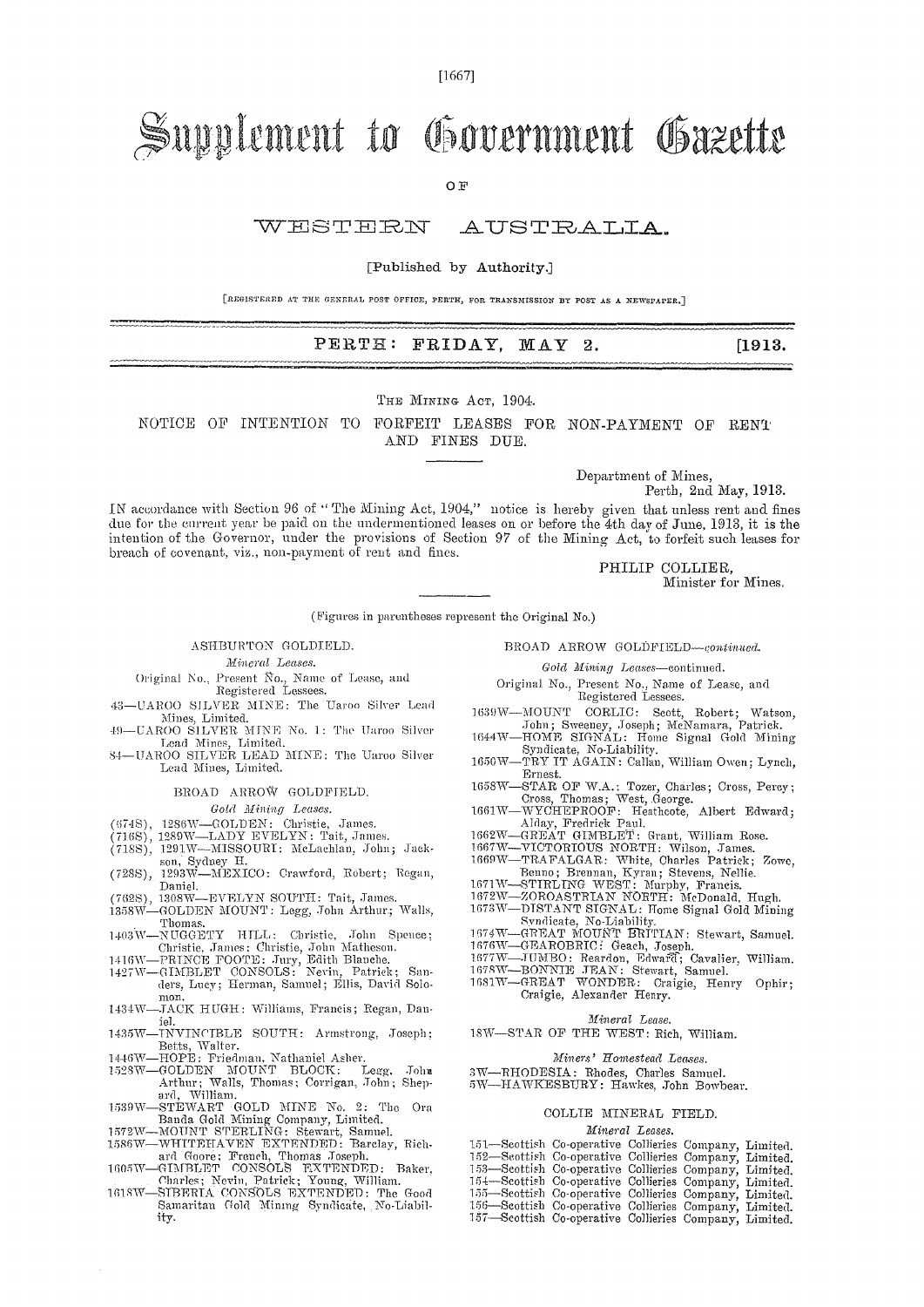# Supplement to Government Gazette

OF

## WESTERN AUSTRALIA.

[Published by Authority.]

[REGISTERED AT THE GENERAL POST OFFICE, PERTH, FOR TRANSMISSION BY POST AS A NEWSPAPER.]

**PERTH: FRIDAY, MAY 2. [1913.**

THE MINING ACT, 1904.

NOTICE OF INTENTION TO FORFEIT LEASES FOR NON-PAYMENT OF RENT AND FINES DUE.

Department of Mines,
Perth, 2nd May, 1913.

IN accordance with Section 96 of "The Mining Act, 1904," notice is hereby given that unless rent and fines due for the current year be paid on the undermentioned leases on or before the 4th day of June, 1913, it is the intention of the Governor, under the provisions of Section 97 of the Mining Act, to forfeit such leases for breach of covenant, viz., non-payment of rent and fines.

PHILIP COLLIER,
Minister for Mines.

(Figures in parentheses represent the Original No.)

### ASHBURTON GOLDFIELD.

*Mineral Leases.*

Original No., Present No., Name of Lease, and Registered Lessees.

43—UAROO SILVER MINE: The Uaroo Silver Lead Mines, Limited.
49—UAROO SILVER MINE No. 1: The Uaroo Silver Lead Mines, Limited.
84—UAROO SILVER LEAD MINE: The Uaroo Silver Lead Mines, Limited.

### BROAD ARROW GOLDFIELD.

*Gold Mining Leases.*

(674S), 1286W—GOLDEN: Christie, James.
(716S), 1289W—LADY EVELYN: Tait, James.
(718S), 1291W—MISSOURI: McLachlan, John; Jackson, Sydney H.
(728S), 1293W—MEXICO: Crawford, Robert; Regan, Daniel.
(762S), 1308W—EVELYN SOUTH: Tait, James.
1358W—GOLDEN MOUNT: Legg, John Arthur; Walls, Thomas.
1403W—NUGGETY HILL: Christie, John Spence; Christie, James; Christie, John Matheson.
1416W—PRINCE FOOTE: Jury, Edith Blanche.
1427W—GIMBLET CONSOLS: Nevin, Patrick; Sanders, Lucy; Herman, Samuel; Ellis, David Solomon.
1434W—JACK HUGH: Williams, Francis; Regan, Daniel.
1435W—INVINCIBLE SOUTH: Armstrong, Joseph; Betts, Walter.
1446W—HOPE: Friedman, Nathaniel Asher.
1528W—GOLDEN MOUNT BLOCK: Legg, John Arthur; Walls, Thomas; Corrigan, John; Shepard, William.
1539W—STEWART GOLD MINE No. 2: The Ora Banda Gold Mining Company, Limited.
1572W—MOUNT STERLING: Stewart, Samuel.
1586W—WHITEHAVEN EXTENDED: Barclay, Richard Goore; French, Thomas Joseph.
1605W—GIMBLET CONSOLS EXTENDED: Baker, Charles; Nevin, Patrick; Young, William.
1618W—SIBERIA CONSOLS EXTENDED: The Good Samaritan Gold Mining Syndicate, No-Liability.

### BROAD ARROW GOLDFIELD—*continued.*

*Gold Mining Leases*—continued.

Original No., Present No., Name of Lease, and Registered Lessees.

1639W—MOUNT CORLIC: Scott, Robert; Watson, John; Sweeney, Joseph; McNamara, Patrick.
1644W—HOME SIGNAL: Home Signal Gold Mining Syndicate, No-Liability.
1650W—TRY IT AGAIN: Callan, William Owen; Lynch, Ernest.
1658W—STAR OF W.A.: Tozer, Charles; Cross, Percy; Cross, Thomas; West, George.
1661W—WYCHEPROOF: Heathcote, Albert Edward; Allday, Fredrick Paul.
1662W—GREAT GIMBLET: Grant, William Rose.
1667W—VICTORIOUS NORTH: Wilson, James.
1669W—TRAFALGAR: White, Charles Patrick; Zowe, Benno; Brennan, Kyran; Stevens, Nellie.
1671W—STIRLING WEST: Murphy, Francis.
1672W—ZOROASTRIAN NORTH: McDonald, Hugh.
1673W—DISTANT SIGNAL: Home Signal Gold Mining Syndicate, No-Liability.
1674W—GREAT MOUNT BRITIAN: Stewart, Samuel.
1676W—GEAROBRIC: Geach, Joseph.
1677W—JUMBO: Reardon, Edward; Cavalier, William.
1678W—BONNIE JEAN: Stewart, Samuel.
1681W—GREAT WONDER: Craigie, Henry Ophir; Craigie, Alexander Henry.

*Mineral Lease.*

18W—STAR OF THE WEST: Rich, William.

*Miners' Homestead Leases.*

3W—RHODESIA: Rhodes, Charles Samuel.
5W—HAWKESBURY: Hawkes, John Bowbear.

### COLLIE MINERAL FIELD.

*Mineral Leases.*

151—Scottish Co-operative Collieries Company, Limited.
152—Scottish Co-operative Collieries Company, Limited.
153—Scottish Co-operative Collieries Company, Limited.
154—Scottish Co-operative Collieries Company, Limited.
155—Scottish Co-operative Collieries Company, Limited.
156—Scottish Co-operative Collieries Company, Limited.
157—Scottish Co-operative Collieries Company, Limited.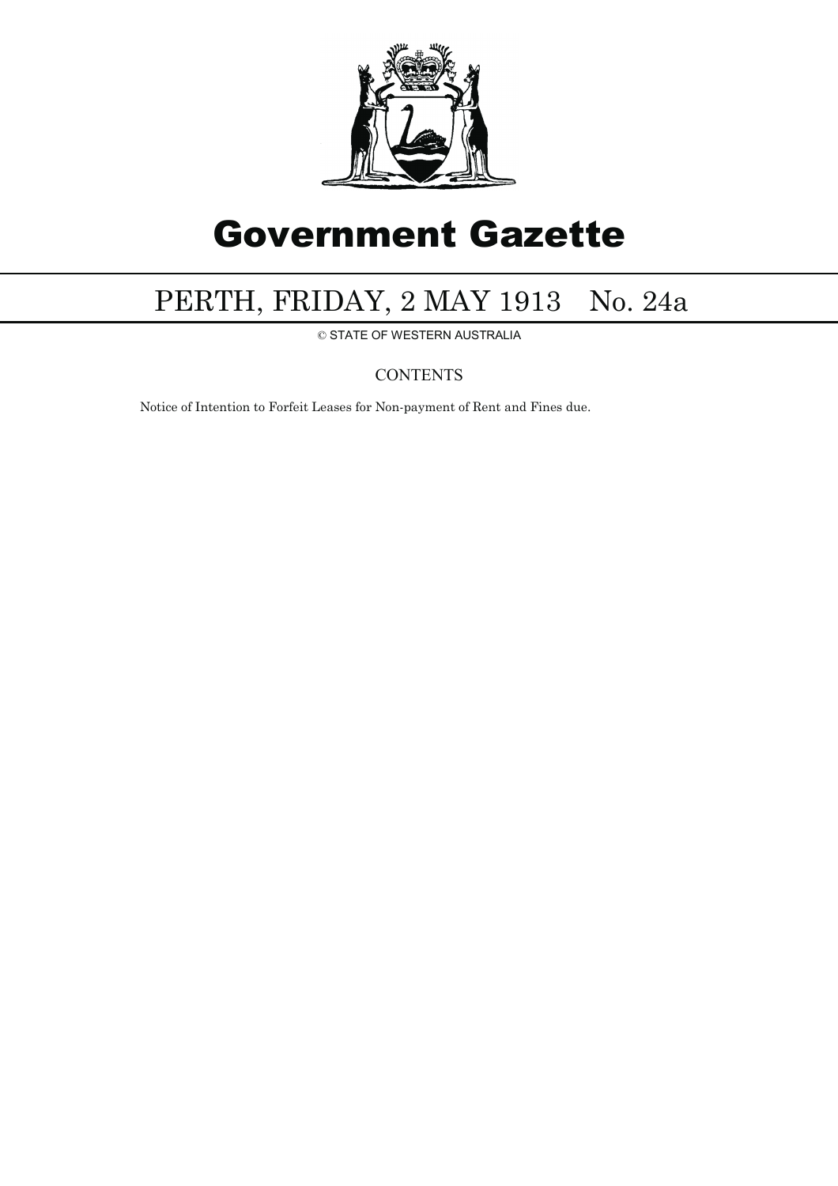# Government Gazette

## PERTH, FRIDAY, 2 MAY 1913 No. 24a

© STATE OF WESTERN AUSTRALIA

CONTENTS

Notice of Intention to Forfeit Leases for Non-payment of Rent and Fines due.